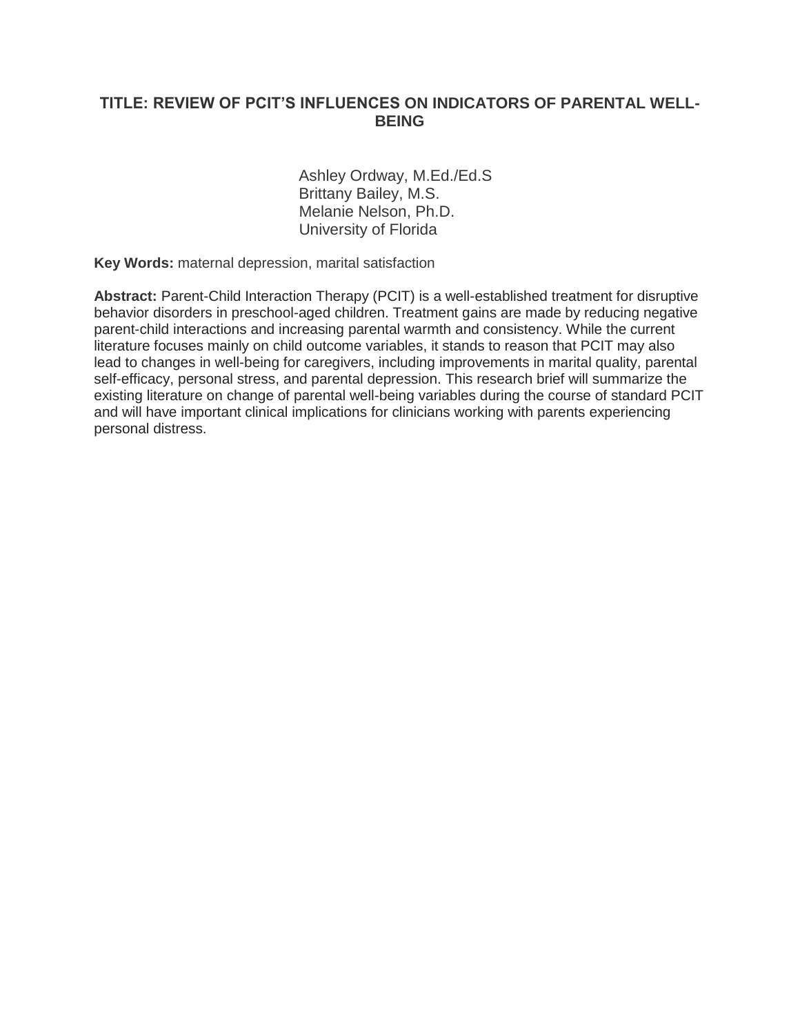# TITLE: REVIEW OF PCIT'S INFLUENCES ON INDICATORS OF PARENTAL WELL-BEING

Ashley Ordway, M.Ed./Ed.S
Brittany Bailey, M.S.
Melanie Nelson, Ph.D.
University of Florida

**Key Words:** maternal depression, marital satisfaction

**Abstract:** Parent-Child Interaction Therapy (PCIT) is a well-established treatment for disruptive behavior disorders in preschool-aged children. Treatment gains are made by reducing negative parent-child interactions and increasing parental warmth and consistency. While the current literature focuses mainly on child outcome variables, it stands to reason that PCIT may also lead to changes in well-being for caregivers, including improvements in marital quality, parental self-efficacy, personal stress, and parental depression. This research brief will summarize the existing literature on change of parental well-being variables during the course of standard PCIT and will have important clinical implications for clinicians working with parents experiencing personal distress.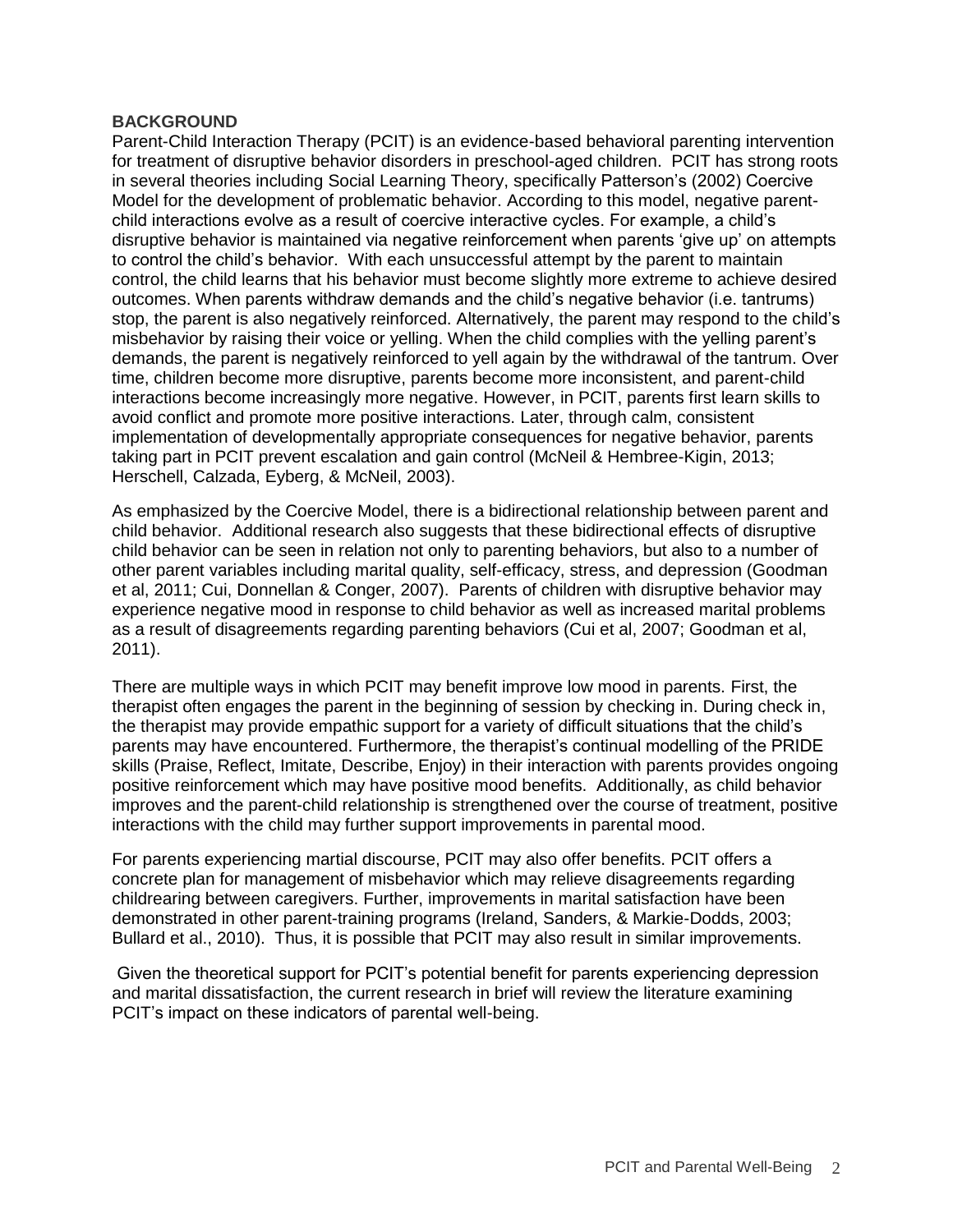**BACKGROUND**

Parent-Child Interaction Therapy (PCIT) is an evidence-based behavioral parenting intervention for treatment of disruptive behavior disorders in preschool-aged children. PCIT has strong roots in several theories including Social Learning Theory, specifically Patterson's (2002) Coercive Model for the development of problematic behavior. According to this model, negative parent-child interactions evolve as a result of coercive interactive cycles. For example, a child's disruptive behavior is maintained via negative reinforcement when parents 'give up' on attempts to control the child's behavior. With each unsuccessful attempt by the parent to maintain control, the child learns that his behavior must become slightly more extreme to achieve desired outcomes. When parents withdraw demands and the child's negative behavior (i.e. tantrums) stop, the parent is also negatively reinforced. Alternatively, the parent may respond to the child's misbehavior by raising their voice or yelling. When the child complies with the yelling parent's demands, the parent is negatively reinforced to yell again by the withdrawal of the tantrum. Over time, children become more disruptive, parents become more inconsistent, and parent-child interactions become increasingly more negative. However, in PCIT, parents first learn skills to avoid conflict and promote more positive interactions. Later, through calm, consistent implementation of developmentally appropriate consequences for negative behavior, parents taking part in PCIT prevent escalation and gain control (McNeil & Hembree-Kigin, 2013; Herschell, Calzada, Eyberg, & McNeil, 2003).

As emphasized by the Coercive Model, there is a bidirectional relationship between parent and child behavior. Additional research also suggests that these bidirectional effects of disruptive child behavior can be seen in relation not only to parenting behaviors, but also to a number of other parent variables including marital quality, self-efficacy, stress, and depression (Goodman et al, 2011; Cui, Donnellan & Conger, 2007). Parents of children with disruptive behavior may experience negative mood in response to child behavior as well as increased marital problems as a result of disagreements regarding parenting behaviors (Cui et al, 2007; Goodman et al, 2011).

There are multiple ways in which PCIT may benefit improve low mood in parents. First, the therapist often engages the parent in the beginning of session by checking in. During check in, the therapist may provide empathic support for a variety of difficult situations that the child's parents may have encountered. Furthermore, the therapist's continual modelling of the PRIDE skills (Praise, Reflect, Imitate, Describe, Enjoy) in their interaction with parents provides ongoing positive reinforcement which may have positive mood benefits. Additionally, as child behavior improves and the parent-child relationship is strengthened over the course of treatment, positive interactions with the child may further support improvements in parental mood.

For parents experiencing martial discourse, PCIT may also offer benefits. PCIT offers a concrete plan for management of misbehavior which may relieve disagreements regarding childrearing between caregivers. Further, improvements in marital satisfaction have been demonstrated in other parent-training programs (Ireland, Sanders, & Markie-Dodds, 2003; Bullard et al., 2010). Thus, it is possible that PCIT may also result in similar improvements.

Given the theoretical support for PCIT's potential benefit for parents experiencing depression and marital dissatisfaction, the current research in brief will review the literature examining PCIT's impact on these indicators of parental well-being.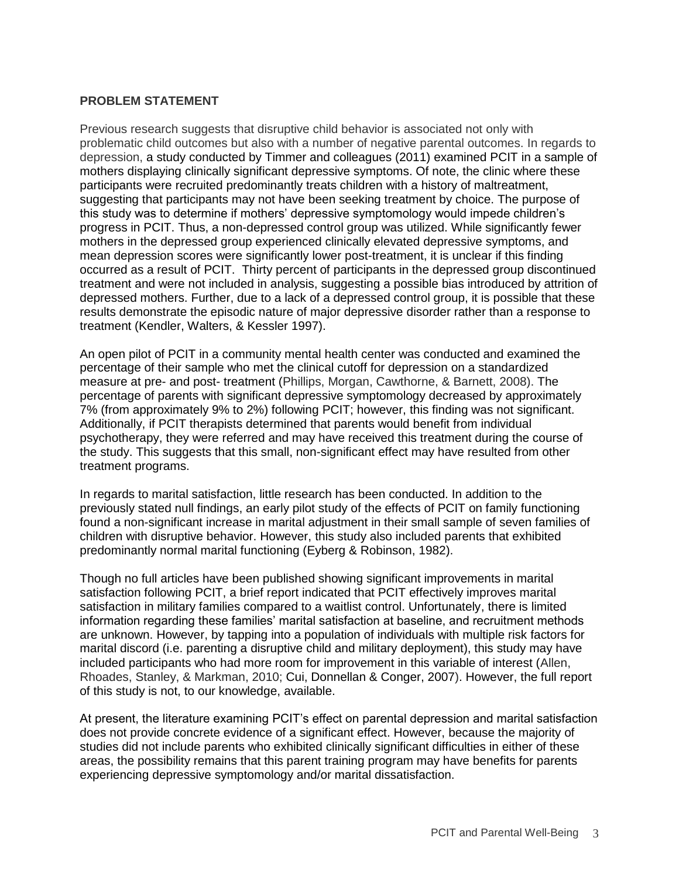**PROBLEM STATEMENT**

Previous research suggests that disruptive child behavior is associated not only with problematic child outcomes but also with a number of negative parental outcomes. In regards to depression, a study conducted by Timmer and colleagues (2011) examined PCIT in a sample of mothers displaying clinically significant depressive symptoms. Of note, the clinic where these participants were recruited predominantly treats children with a history of maltreatment, suggesting that participants may not have been seeking treatment by choice. The purpose of this study was to determine if mothers' depressive symptomology would impede children's progress in PCIT. Thus, a non-depressed control group was utilized. While significantly fewer mothers in the depressed group experienced clinically elevated depressive symptoms, and mean depression scores were significantly lower post-treatment, it is unclear if this finding occurred as a result of PCIT. Thirty percent of participants in the depressed group discontinued treatment and were not included in analysis, suggesting a possible bias introduced by attrition of depressed mothers. Further, due to a lack of a depressed control group, it is possible that these results demonstrate the episodic nature of major depressive disorder rather than a response to treatment (Kendler, Walters, & Kessler 1997).

An open pilot of PCIT in a community mental health center was conducted and examined the percentage of their sample who met the clinical cutoff for depression on a standardized measure at pre- and post- treatment (Phillips, Morgan, Cawthorne, & Barnett, 2008). The percentage of parents with significant depressive symptomology decreased by approximately 7% (from approximately 9% to 2%) following PCIT; however, this finding was not significant. Additionally, if PCIT therapists determined that parents would benefit from individual psychotherapy, they were referred and may have received this treatment during the course of the study. This suggests that this small, non-significant effect may have resulted from other treatment programs.

In regards to marital satisfaction, little research has been conducted. In addition to the previously stated null findings, an early pilot study of the effects of PCIT on family functioning found a non-significant increase in marital adjustment in their small sample of seven families of children with disruptive behavior. However, this study also included parents that exhibited predominantly normal marital functioning (Eyberg & Robinson, 1982).

Though no full articles have been published showing significant improvements in marital satisfaction following PCIT, a brief report indicated that PCIT effectively improves marital satisfaction in military families compared to a waitlist control. Unfortunately, there is limited information regarding these families' marital satisfaction at baseline, and recruitment methods are unknown. However, by tapping into a population of individuals with multiple risk factors for marital discord (i.e. parenting a disruptive child and military deployment), this study may have included participants who had more room for improvement in this variable of interest (Allen, Rhoades, Stanley, & Markman, 2010; Cui, Donnellan & Conger, 2007). However, the full report of this study is not, to our knowledge, available.

At present, the literature examining PCIT's effect on parental depression and marital satisfaction does not provide concrete evidence of a significant effect. However, because the majority of studies did not include parents who exhibited clinically significant difficulties in either of these areas, the possibility remains that this parent training program may have benefits for parents experiencing depressive symptomology and/or marital dissatisfaction.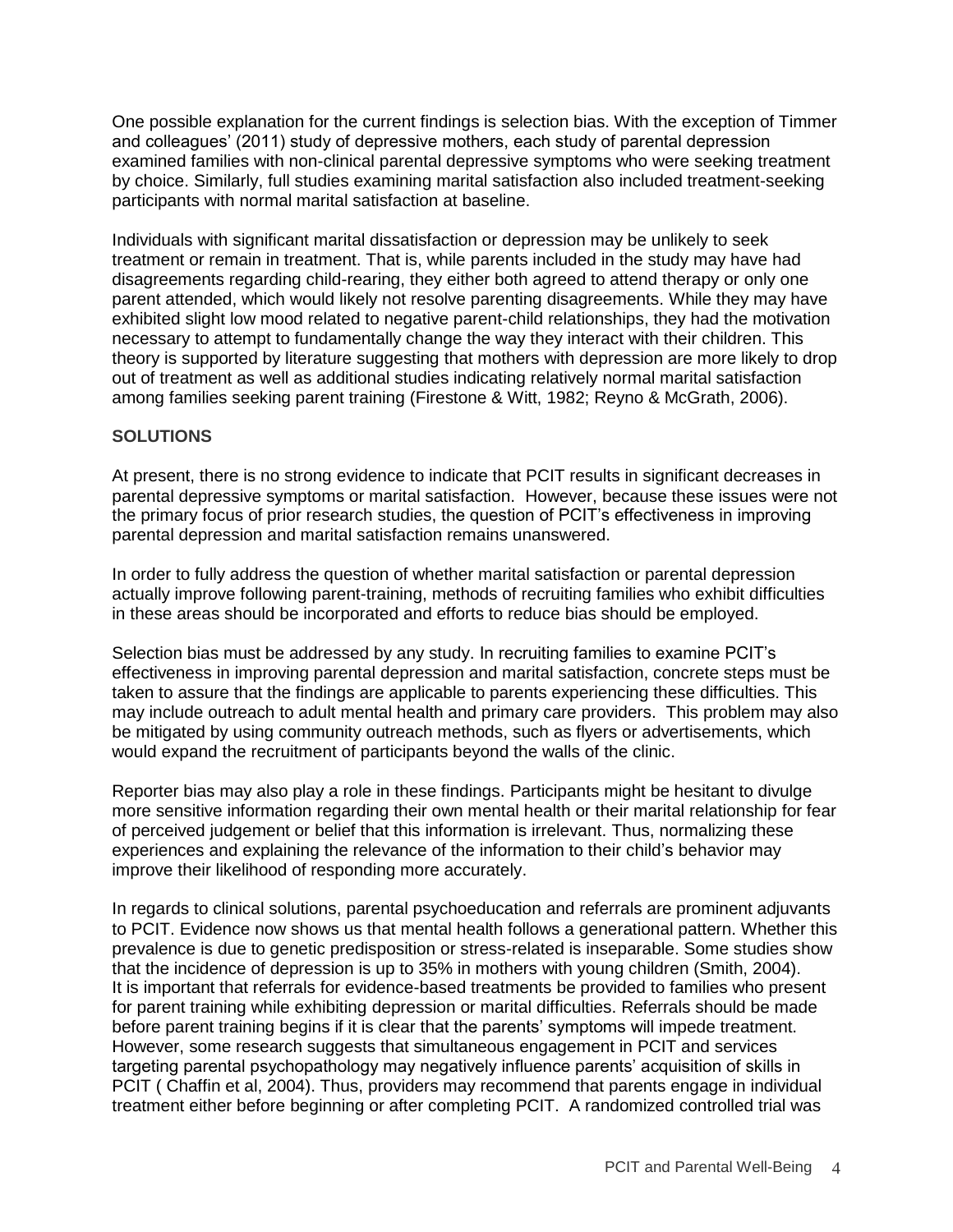One possible explanation for the current findings is selection bias. With the exception of Timmer and colleagues' (2011) study of depressive mothers, each study of parental depression examined families with non-clinical parental depressive symptoms who were seeking treatment by choice. Similarly, full studies examining marital satisfaction also included treatment-seeking participants with normal marital satisfaction at baseline.

Individuals with significant marital dissatisfaction or depression may be unlikely to seek treatment or remain in treatment. That is, while parents included in the study may have had disagreements regarding child-rearing, they either both agreed to attend therapy or only one parent attended, which would likely not resolve parenting disagreements. While they may have exhibited slight low mood related to negative parent-child relationships, they had the motivation necessary to attempt to fundamentally change the way they interact with their children. This theory is supported by literature suggesting that mothers with depression are more likely to drop out of treatment as well as additional studies indicating relatively normal marital satisfaction among families seeking parent training (Firestone & Witt, 1982; Reyno & McGrath, 2006).

**SOLUTIONS**

At present, there is no strong evidence to indicate that PCIT results in significant decreases in parental depressive symptoms or marital satisfaction. However, because these issues were not the primary focus of prior research studies, the question of PCIT's effectiveness in improving parental depression and marital satisfaction remains unanswered.

In order to fully address the question of whether marital satisfaction or parental depression actually improve following parent-training, methods of recruiting families who exhibit difficulties in these areas should be incorporated and efforts to reduce bias should be employed.

Selection bias must be addressed by any study. In recruiting families to examine PCIT's effectiveness in improving parental depression and marital satisfaction, concrete steps must be taken to assure that the findings are applicable to parents experiencing these difficulties. This may include outreach to adult mental health and primary care providers. This problem may also be mitigated by using community outreach methods, such as flyers or advertisements, which would expand the recruitment of participants beyond the walls of the clinic.

Reporter bias may also play a role in these findings. Participants might be hesitant to divulge more sensitive information regarding their own mental health or their marital relationship for fear of perceived judgement or belief that this information is irrelevant. Thus, normalizing these experiences and explaining the relevance of the information to their child's behavior may improve their likelihood of responding more accurately.

In regards to clinical solutions, parental psychoeducation and referrals are prominent adjuvants to PCIT. Evidence now shows us that mental health follows a generational pattern. Whether this prevalence is due to genetic predisposition or stress-related is inseparable. Some studies show that the incidence of depression is up to 35% in mothers with young children (Smith, 2004). It is important that referrals for evidence-based treatments be provided to families who present for parent training while exhibiting depression or marital difficulties. Referrals should be made before parent training begins if it is clear that the parents' symptoms will impede treatment. However, some research suggests that simultaneous engagement in PCIT and services targeting parental psychopathology may negatively influence parents' acquisition of skills in PCIT ( Chaffin et al, 2004). Thus, providers may recommend that parents engage in individual treatment either before beginning or after completing PCIT. A randomized controlled trial was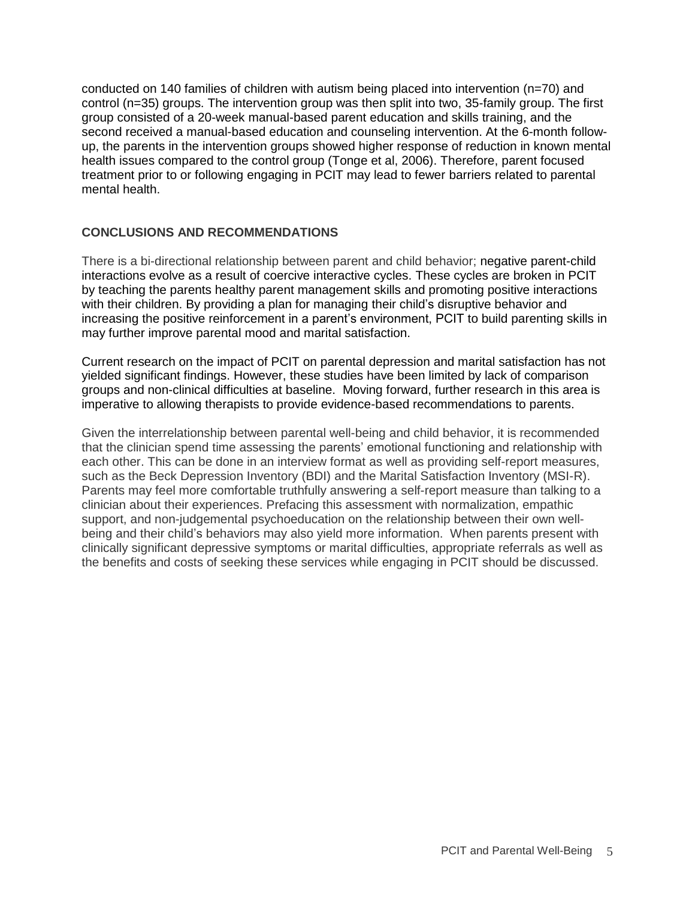conducted on 140 families of children with autism being placed into intervention (n=70) and control (n=35) groups. The intervention group was then split into two, 35-family group. The first group consisted of a 20-week manual-based parent education and skills training, and the second received a manual-based education and counseling intervention. At the 6-month follow-up, the parents in the intervention groups showed higher response of reduction in known mental health issues compared to the control group (Tonge et al, 2006). Therefore, parent focused treatment prior to or following engaging in PCIT may lead to fewer barriers related to parental mental health.

## CONCLUSIONS AND RECOMMENDATIONS

There is a bi-directional relationship between parent and child behavior; negative parent-child interactions evolve as a result of coercive interactive cycles. These cycles are broken in PCIT by teaching the parents healthy parent management skills and promoting positive interactions with their children. By providing a plan for managing their child's disruptive behavior and increasing the positive reinforcement in a parent's environment, PCIT to build parenting skills in may further improve parental mood and marital satisfaction.

Current research on the impact of PCIT on parental depression and marital satisfaction has not yielded significant findings. However, these studies have been limited by lack of comparison groups and non-clinical difficulties at baseline. Moving forward, further research in this area is imperative to allowing therapists to provide evidence-based recommendations to parents.

Given the interrelationship between parental well-being and child behavior, it is recommended that the clinician spend time assessing the parents' emotional functioning and relationship with each other. This can be done in an interview format as well as providing self-report measures, such as the Beck Depression Inventory (BDI) and the Marital Satisfaction Inventory (MSI-R). Parents may feel more comfortable truthfully answering a self-report measure than talking to a clinician about their experiences. Prefacing this assessment with normalization, empathic support, and non-judgemental psychoeducation on the relationship between their own well-being and their child's behaviors may also yield more information. When parents present with clinically significant depressive symptoms or marital difficulties, appropriate referrals as well as the benefits and costs of seeking these services while engaging in PCIT should be discussed.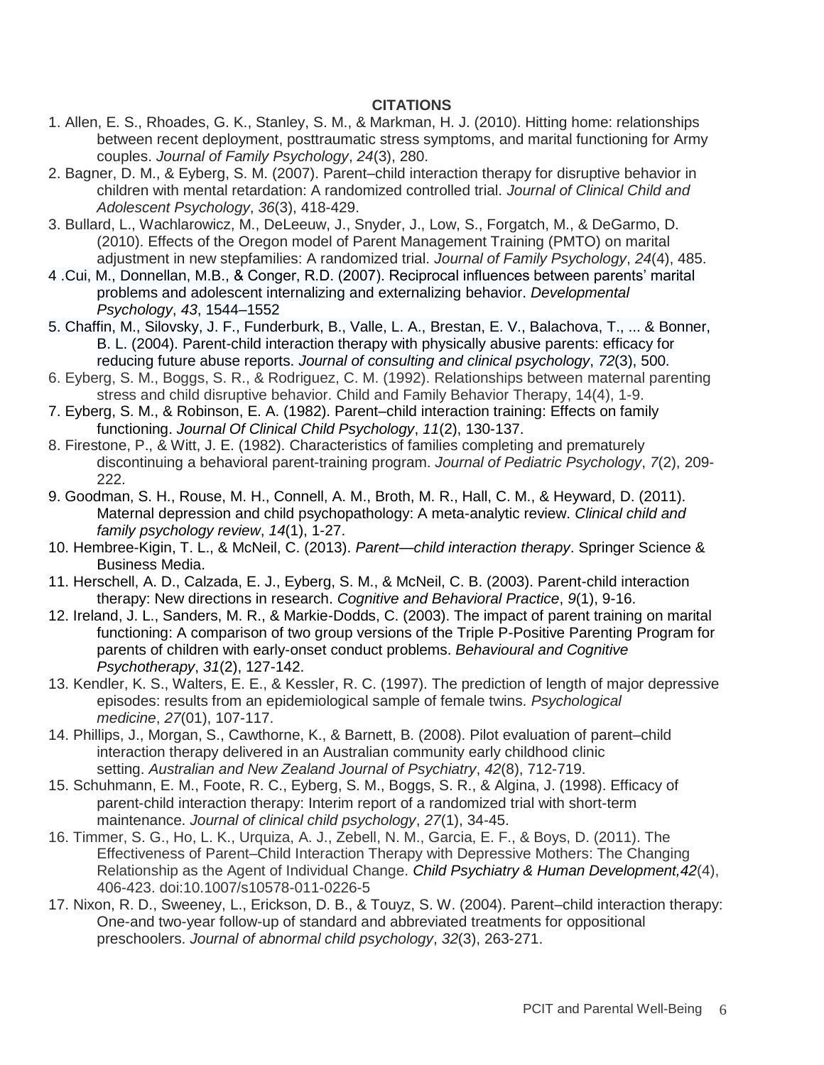**CITATIONS**

1. Allen, E. S., Rhoades, G. K., Stanley, S. M., & Markman, H. J. (2010). Hitting home: relationships between recent deployment, posttraumatic stress symptoms, and marital functioning for Army couples. *Journal of Family Psychology*, *24*(3), 280.
2. Bagner, D. M., & Eyberg, S. M. (2007). Parent–child interaction therapy for disruptive behavior in children with mental retardation: A randomized controlled trial. *Journal of Clinical Child and Adolescent Psychology*, *36*(3), 418-429.
3. Bullard, L., Wachlarowicz, M., DeLeeuw, J., Snyder, J., Low, S., Forgatch, M., & DeGarmo, D. (2010). Effects of the Oregon model of Parent Management Training (PMTO) on marital adjustment in new stepfamilies: A randomized trial. *Journal of Family Psychology*, *24*(4), 485.
4 .Cui, M., Donnellan, M.B., & Conger, R.D. (2007). Reciprocal influences between parents' marital problems and adolescent internalizing and externalizing behavior. *Developmental Psychology*, *43*, 1544–1552
5. Chaffin, M., Silovsky, J. F., Funderburk, B., Valle, L. A., Brestan, E. V., Balachova, T., ... & Bonner, B. L. (2004). Parent-child interaction therapy with physically abusive parents: efficacy for reducing future abuse reports. *Journal of consulting and clinical psychology*, *72*(3), 500.
6. Eyberg, S. M., Boggs, S. R., & Rodriguez, C. M. (1992). Relationships between maternal parenting stress and child disruptive behavior. Child and Family Behavior Therapy, 14(4), 1-9.
7. Eyberg, S. M., & Robinson, E. A. (1982). Parent–child interaction training: Effects on family functioning. *Journal Of Clinical Child Psychology*, *11*(2), 130-137.
8. Firestone, P., & Witt, J. E. (1982). Characteristics of families completing and prematurely discontinuing a behavioral parent-training program. *Journal of Pediatric Psychology*, *7*(2), 209-222.
9. Goodman, S. H., Rouse, M. H., Connell, A. M., Broth, M. R., Hall, C. M., & Heyward, D. (2011). Maternal depression and child psychopathology: A meta-analytic review. *Clinical child and family psychology review*, *14*(1), 1-27.
10. Hembree-Kigin, T. L., & McNeil, C. (2013). *Parent—child interaction therapy*. Springer Science & Business Media.
11. Herschell, A. D., Calzada, E. J., Eyberg, S. M., & McNeil, C. B. (2003). Parent-child interaction therapy: New directions in research. *Cognitive and Behavioral Practice*, *9*(1), 9-16.
12. Ireland, J. L., Sanders, M. R., & Markie-Dodds, C. (2003). The impact of parent training on marital functioning: A comparison of two group versions of the Triple P-Positive Parenting Program for parents of children with early-onset conduct problems. *Behavioural and Cognitive Psychotherapy*, *31*(2), 127-142.
13. Kendler, K. S., Walters, E. E., & Kessler, R. C. (1997). The prediction of length of major depressive episodes: results from an epidemiological sample of female twins. *Psychological medicine*, *27*(01), 107-117.
14. Phillips, J., Morgan, S., Cawthorne, K., & Barnett, B. (2008). Pilot evaluation of parent–child interaction therapy delivered in an Australian community early childhood clinic setting. *Australian and New Zealand Journal of Psychiatry*, *42*(8), 712-719.
15. Schuhmann, E. M., Foote, R. C., Eyberg, S. M., Boggs, S. R., & Algina, J. (1998). Efficacy of parent-child interaction therapy: Interim report of a randomized trial with short-term maintenance. *Journal of clinical child psychology*, *27*(1), 34-45.
16. Timmer, S. G., Ho, L. K., Urquiza, A. J., Zebell, N. M., Garcia, E. F., & Boys, D. (2011). The Effectiveness of Parent–Child Interaction Therapy with Depressive Mothers: The Changing Relationship as the Agent of Individual Change. *Child Psychiatry & Human Development,42*(4), 406-423. doi:10.1007/s10578-011-0226-5
17. Nixon, R. D., Sweeney, L., Erickson, D. B., & Touyz, S. W. (2004). Parent–child interaction therapy: One-and two-year follow-up of standard and abbreviated treatments for oppositional preschoolers. *Journal of abnormal child psychology*, *32*(3), 263-271.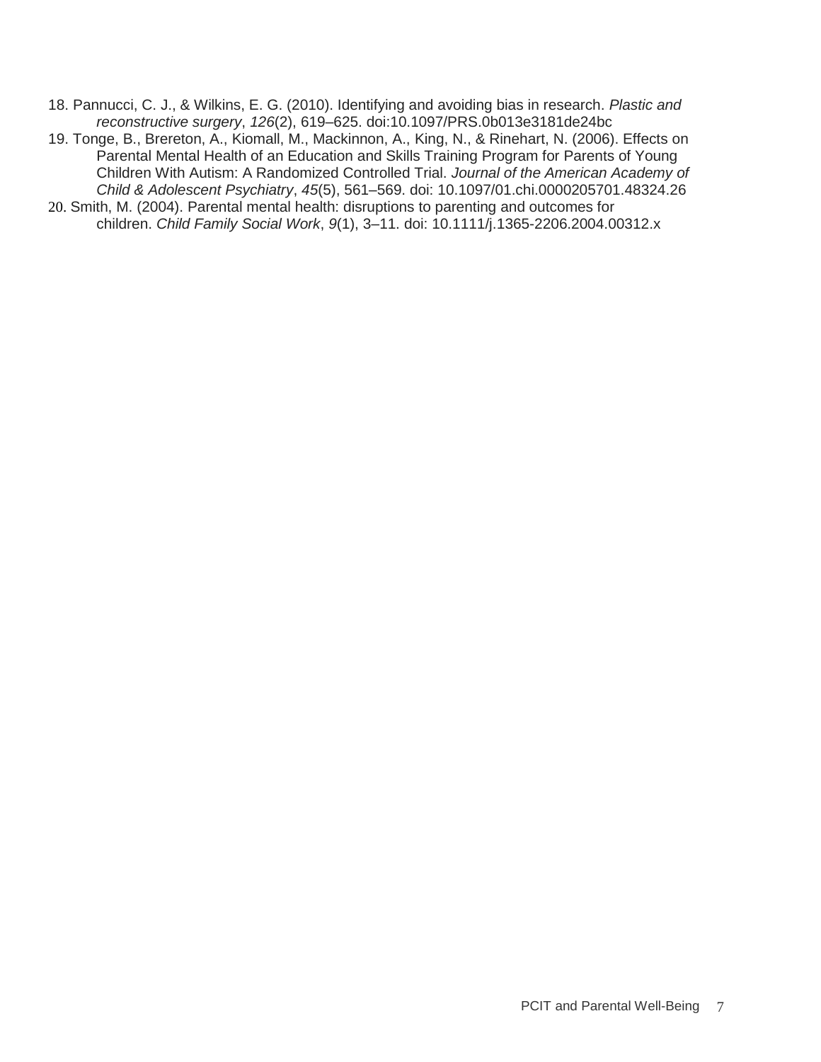18. Pannucci, C. J., & Wilkins, E. G. (2010). Identifying and avoiding bias in research. *Plastic and reconstructive surgery*, *126*(2), 619–625. doi:10.1097/PRS.0b013e3181de24bc
19. Tonge, B., Brereton, A., Kiomall, M., Mackinnon, A., King, N., & Rinehart, N. (2006). Effects on Parental Mental Health of an Education and Skills Training Program for Parents of Young Children With Autism: A Randomized Controlled Trial. *Journal of the American Academy of Child & Adolescent Psychiatry*, *45*(5), 561–569. doi: 10.1097/01.chi.0000205701.48324.26
20. Smith, M. (2004). Parental mental health: disruptions to parenting and outcomes for children. *Child Family Social Work*, *9*(1), 3–11. doi: 10.1111/j.1365-2206.2004.00312.x